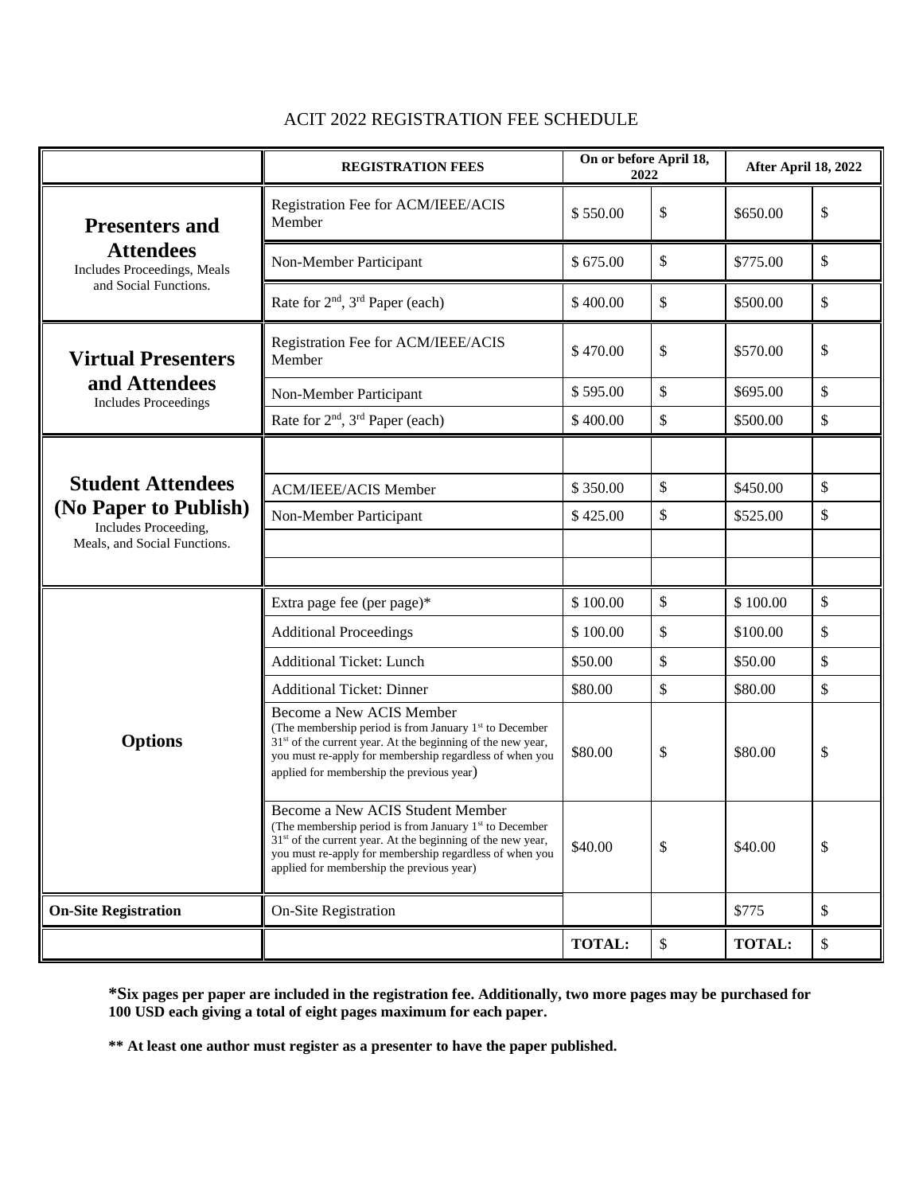# ACIT 2022 REGISTRATION FEE SCHEDULE

| | REGISTRATION FEES | On or before April 18, 2022 | | After April 18, 2022 | |
|---|---|---|---|---|---|
| **Presenters and Attendees** Includes Proceedings, Meals and Social Functions. | Registration Fee for ACM/IEEE/ACIS Member | \$ 550.00 | \$ | \$650.00 | \$ |
| | Non-Member Participant | \$ 675.00 | \$ | \$775.00 | \$ |
| | Rate for 2nd, 3rd Paper (each) | \$ 400.00 | \$ | \$500.00 | \$ |
| **Virtual Presenters and Attendees** Includes Proceedings | Registration Fee for ACM/IEEE/ACIS Member | \$ 470.00 | \$ | \$570.00 | \$ |
| | Non-Member Participant | \$ 595.00 | \$ | \$695.00 | \$ |
| | Rate for 2nd, 3rd Paper (each) | \$ 400.00 | \$ | \$500.00 | \$ |
| **Student Attendees (No Paper to Publish)** Includes Proceeding, Meals, and Social Functions. | | | | | |
| | ACM/IEEE/ACIS Member | \$ 350.00 | \$ | \$450.00 | \$ |
| | Non-Member Participant | \$ 425.00 | \$ | \$525.00 | \$ |
| | | | | | |
| | | | | | |
| **Options** | Extra page fee (per page)* | \$ 100.00 | \$ | \$ 100.00 | \$ |
| | Additional Proceedings | \$ 100.00 | \$ | \$100.00 | \$ |
| | Additional Ticket: Lunch | \$50.00 | \$ | \$50.00 | \$ |
| | Additional Ticket: Dinner | \$80.00 | \$ | \$80.00 | \$ |
| | Become a New ACIS Member (The membership period is from January 1st to December 31st of the current year. At the beginning of the new year, you must re-apply for membership regardless of when you applied for membership the previous year) | \$80.00 | \$ | \$80.00 | \$ |
| | Become a New ACIS Student Member (The membership period is from January 1st to December 31st of the current year. At the beginning of the new year, you must re-apply for membership regardless of when you applied for membership the previous year) | \$40.00 | \$ | \$40.00 | \$ |
| **On-Site Registration** | On-Site Registration | | | \$775 | \$ |
| | | **TOTAL:** | \$ | **TOTAL:** | \$ |

**\*Six pages per paper are included in the registration fee. Additionally, two more pages may be purchased for 100 USD each giving a total of eight pages maximum for each paper.**

**\*\* At least one author must register as a presenter to have the paper published.**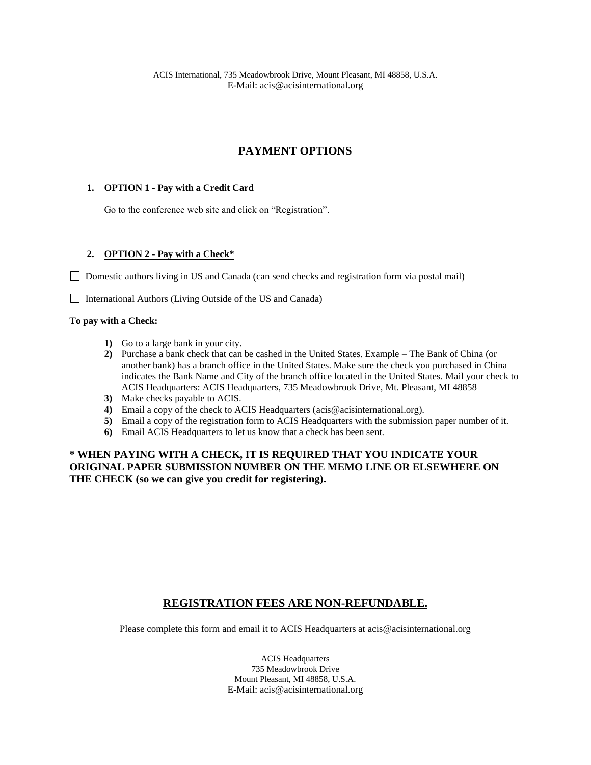ACIS International, 735 Meadowbrook Drive, Mount Pleasant, MI 48858, U.S.A.
E-Mail: acis@acisinternational.org

## PAYMENT OPTIONS

1. **OPTION 1 - Pay with a Credit Card**

   Go to the conference web site and click on "Registration".

2. **OPTION 2 - Pay with a Check***

☐ Domestic authors living in US and Canada (can send checks and registration form via postal mail)

☐ International Authors (Living Outside of the US and Canada)

**To pay with a Check:**

1) Go to a large bank in your city.
2) Purchase a bank check that can be cashed in the United States. Example – The Bank of China (or another bank) has a branch office in the United States. Make sure the check you purchased in China indicates the Bank Name and City of the branch office located in the United States. Mail your check to ACIS Headquarters: ACIS Headquarters, 735 Meadowbrook Drive, Mt. Pleasant, MI 48858
3) Make checks payable to ACIS.
4) Email a copy of the check to ACIS Headquarters (acis@acisinternational.org).
5) Email a copy of the registration form to ACIS Headquarters with the submission paper number of it.
6) Email ACIS Headquarters to let us know that a check has been sent.

**\* WHEN PAYING WITH A CHECK, IT IS REQUIRED THAT YOU INDICATE YOUR ORIGINAL PAPER SUBMISSION NUMBER ON THE MEMO LINE OR ELSEWHERE ON THE CHECK (so we can give you credit for registering).**

## REGISTRATION FEES ARE NON-REFUNDABLE.

Please complete this form and email it to ACIS Headquarters at acis@acisinternational.org

ACIS Headquarters
735 Meadowbrook Drive
Mount Pleasant, MI 48858, U.S.A.
E-Mail: acis@acisinternational.org